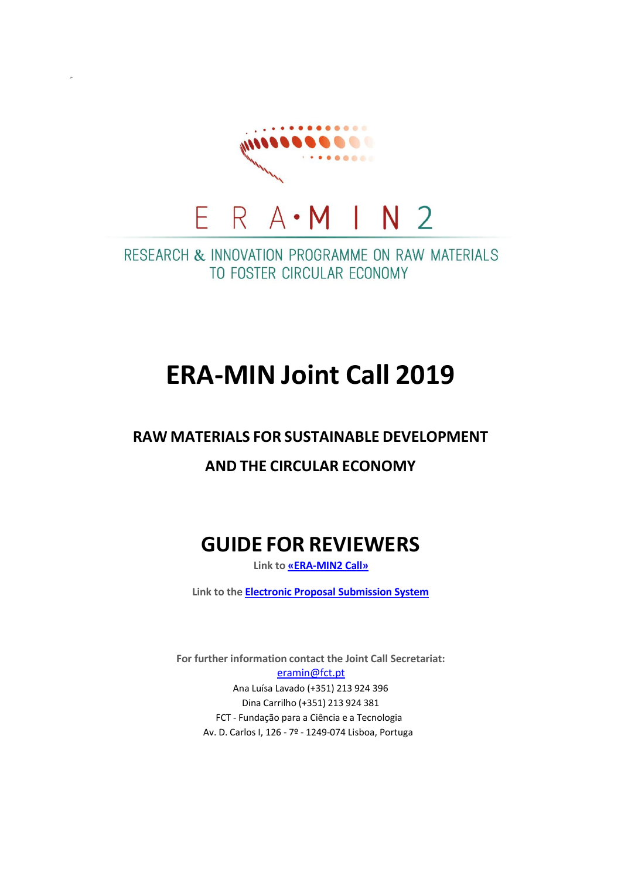E R A • M I N 2

RESEARCH & INNOVATION PROGRAMME ON RAW MATERIALS TO FOSTER CIRCULAR ECONOMY

# ERA-MIN Joint Call 2019

## RAW MATERIALS FOR SUSTAINABLE DEVELOPMENT

## AND THE CIRCULAR ECONOMY

# GUIDE FOR REVIEWERS

**Link to «ERA-MIN2 Call»**

**Link to the Electronic Proposal Submission System**

**For further information contact the Joint Call Secretariat:**

eramin@fct.pt

Ana Luísa Lavado (+351) 213 924 396

Dina Carrilho (+351) 213 924 381

FCT - Fundação para a Ciência e a Tecnologia

Av. D. Carlos I, 126 - 7º - 1249-074 Lisboa, Portuga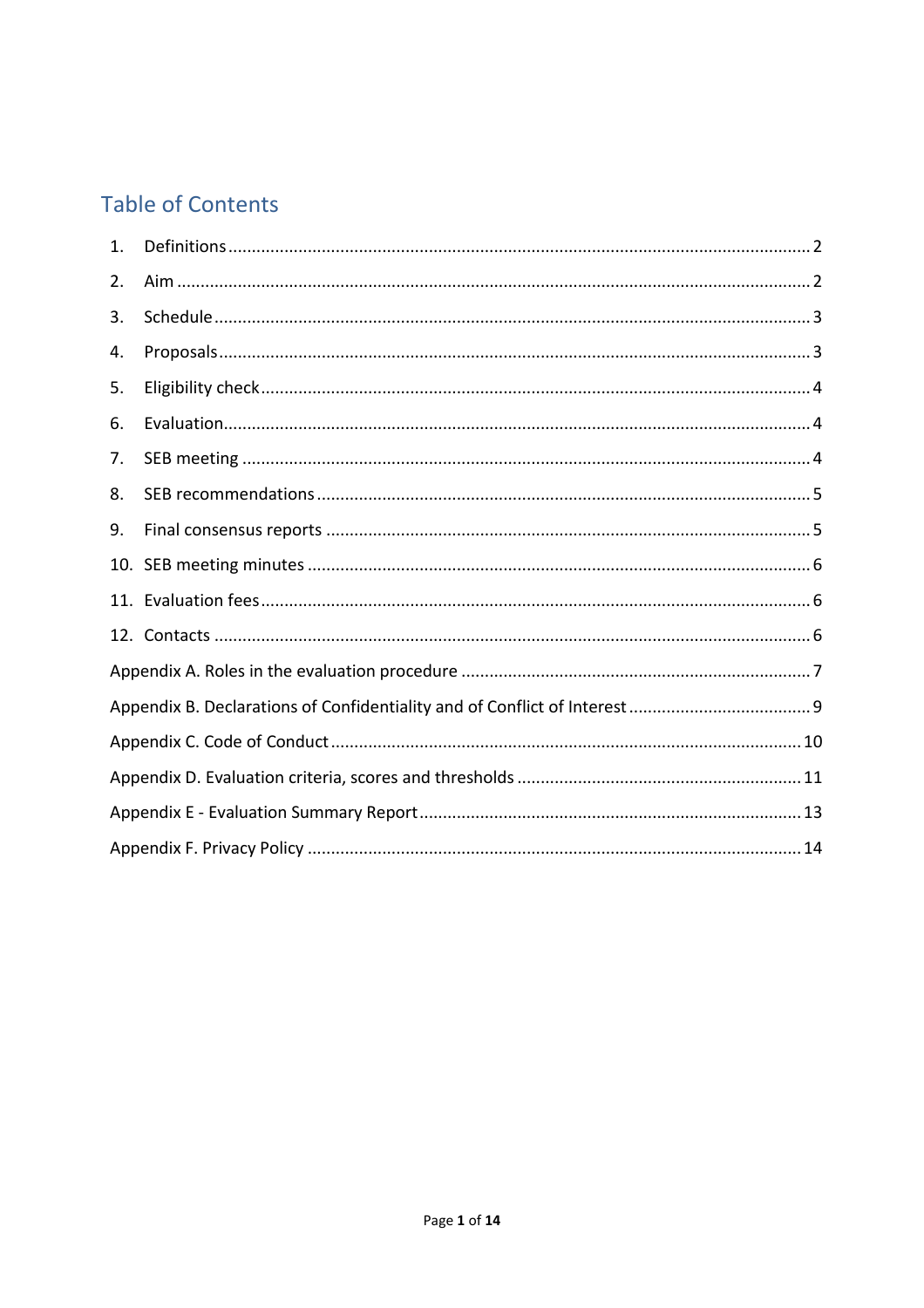# Table of Contents

1. Definitions ........ 2
2. Aim ........ 2
3. Schedule ........ 3
4. Proposals ........ 3
5. Eligibility check ........ 4
6. Evaluation ........ 4
7. SEB meeting ........ 4
8. SEB recommendations ........ 5
9. Final consensus reports ........ 5
10. SEB meeting minutes ........ 6
11. Evaluation fees ........ 6
12. Contacts ........ 6

Appendix A. Roles in the evaluation procedure ........ 7

Appendix B. Declarations of Confidentiality and of Conflict of Interest ........ 9

Appendix C. Code of Conduct ........ 10

Appendix D. Evaluation criteria, scores and thresholds ........ 11

Appendix E - Evaluation Summary Report ........ 13

Appendix F. Privacy Policy ........ 14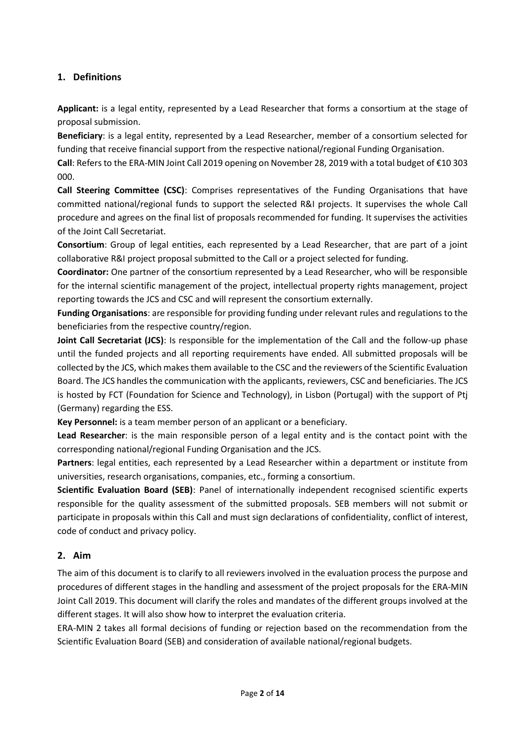## 1. Definitions

**Applicant:** is a legal entity, represented by a Lead Researcher that forms a consortium at the stage of proposal submission.

**Beneficiary**: is a legal entity, represented by a Lead Researcher, member of a consortium selected for funding that receive financial support from the respective national/regional Funding Organisation.

**Call**: Refers to the ERA-MIN Joint Call 2019 opening on November 28, 2019 with a total budget of €10 303 000.

**Call Steering Committee (CSC)**: Comprises representatives of the Funding Organisations that have committed national/regional funds to support the selected R&I projects. It supervises the whole Call procedure and agrees on the final list of proposals recommended for funding. It supervises the activities of the Joint Call Secretariat.

**Consortium**: Group of legal entities, each represented by a Lead Researcher, that are part of a joint collaborative R&I project proposal submitted to the Call or a project selected for funding.

**Coordinator:** One partner of the consortium represented by a Lead Researcher, who will be responsible for the internal scientific management of the project, intellectual property rights management, project reporting towards the JCS and CSC and will represent the consortium externally.

**Funding Organisations**: are responsible for providing funding under relevant rules and regulations to the beneficiaries from the respective country/region.

**Joint Call Secretariat (JCS)**: Is responsible for the implementation of the Call and the follow-up phase until the funded projects and all reporting requirements have ended. All submitted proposals will be collected by the JCS, which makes them available to the CSC and the reviewers of the Scientific Evaluation Board. The JCS handles the communication with the applicants, reviewers, CSC and beneficiaries. The JCS is hosted by FCT (Foundation for Science and Technology), in Lisbon (Portugal) with the support of Ptj (Germany) regarding the ESS.

**Key Personnel:** is a team member person of an applicant or a beneficiary.

**Lead Researcher**: is the main responsible person of a legal entity and is the contact point with the corresponding national/regional Funding Organisation and the JCS.

**Partners**: legal entities, each represented by a Lead Researcher within a department or institute from universities, research organisations, companies, etc., forming a consortium.

**Scientific Evaluation Board (SEB)**: Panel of internationally independent recognised scientific experts responsible for the quality assessment of the submitted proposals. SEB members will not submit or participate in proposals within this Call and must sign declarations of confidentiality, conflict of interest, code of conduct and privacy policy.

## 2. Aim

The aim of this document is to clarify to all reviewers involved in the evaluation process the purpose and procedures of different stages in the handling and assessment of the project proposals for the ERA-MIN Joint Call 2019. This document will clarify the roles and mandates of the different groups involved at the different stages. It will also show how to interpret the evaluation criteria.

ERA-MIN 2 takes all formal decisions of funding or rejection based on the recommendation from the Scientific Evaluation Board (SEB) and consideration of available national/regional budgets.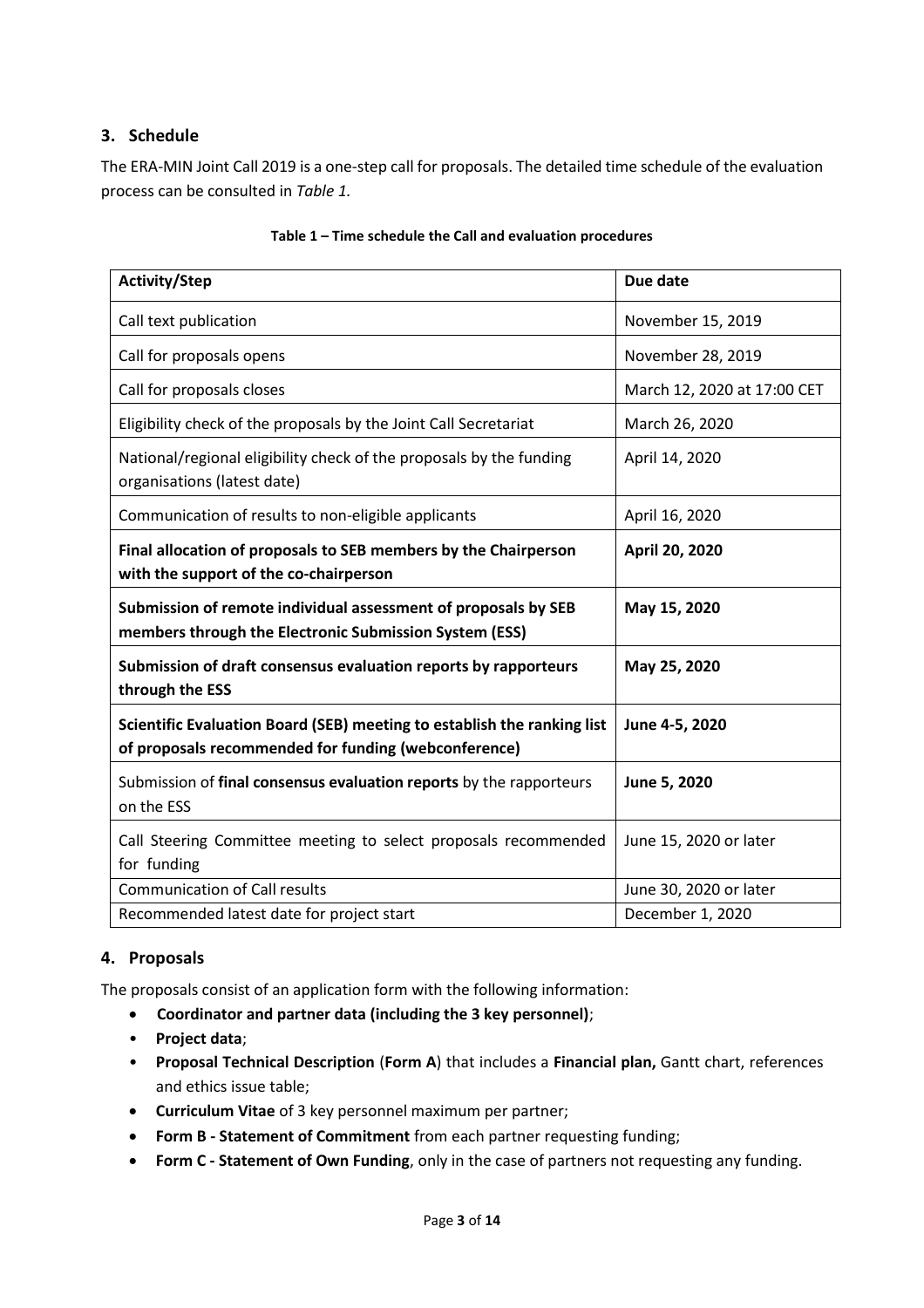## 3. Schedule

The ERA-MIN Joint Call 2019 is a one-step call for proposals. The detailed time schedule of the evaluation process can be consulted in *Table 1.*

**Table 1 – Time schedule the Call and evaluation procedures**

| Activity/Step | Due date |
|---|---|
| Call text publication | November 15, 2019 |
| Call for proposals opens | November 28, 2019 |
| Call for proposals closes | March 12, 2020 at 17:00 CET |
| Eligibility check of the proposals by the Joint Call Secretariat | March 26, 2020 |
| National/regional eligibility check of the proposals by the funding organisations (latest date) | April 14, 2020 |
| Communication of results to non-eligible applicants | April 16, 2020 |
| **Final allocation of proposals to SEB members by the Chairperson with the support of the co-chairperson** | **April 20, 2020** |
| **Submission of remote individual assessment of proposals by SEB members through the Electronic Submission System (ESS)** | **May 15, 2020** |
| **Submission of draft consensus evaluation reports by rapporteurs through the ESS** | **May 25, 2020** |
| **Scientific Evaluation Board (SEB) meeting to establish the ranking list of proposals recommended for funding (webconference)** | **June 4-5, 2020** |
| Submission of **final consensus evaluation reports** by the rapporteurs on the ESS | **June 5, 2020** |
| Call Steering Committee meeting to select proposals recommended for funding | June 15, 2020 or later |
| Communication of Call results | June 30, 2020 or later |
| Recommended latest date for project start | December 1, 2020 |

## 4. Proposals

The proposals consist of an application form with the following information:

- **Coordinator and partner data (including the 3 key personnel)**;
- **Project data**;
- **Proposal Technical Description** (**Form A**) that includes a **Financial plan,** Gantt chart, references and ethics issue table;
- **Curriculum Vitae** of 3 key personnel maximum per partner;
- **Form B - Statement of Commitment** from each partner requesting funding;
- **Form C - Statement of Own Funding**, only in the case of partners not requesting any funding.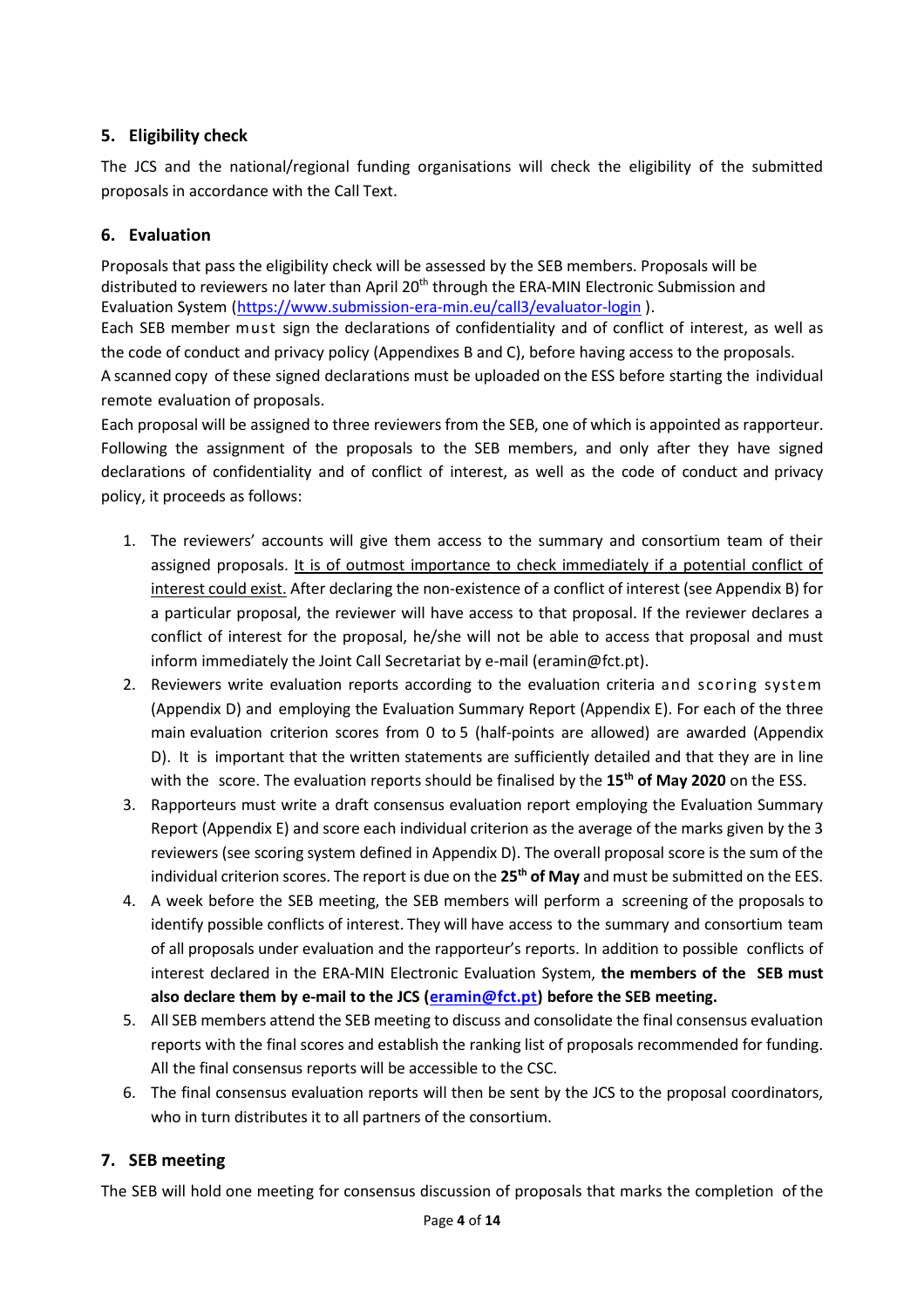## 5. Eligibility check

The JCS and the national/regional funding organisations will check the eligibility of the submitted proposals in accordance with the Call Text.

## 6. Evaluation

Proposals that pass the eligibility check will be assessed by the SEB members. Proposals will be distributed to reviewers no later than April 20th through the ERA-MIN Electronic Submission and Evaluation System (https://www.submission-era-min.eu/call3/evaluator-login ).

Each SEB member must sign the declarations of confidentiality and of conflict of interest, as well as the code of conduct and privacy policy (Appendixes B and C), before having access to the proposals.

A scanned copy of these signed declarations must be uploaded on the ESS before starting the individual remote evaluation of proposals.

Each proposal will be assigned to three reviewers from the SEB, one of which is appointed as rapporteur. Following the assignment of the proposals to the SEB members, and only after they have signed declarations of confidentiality and of conflict of interest, as well as the code of conduct and privacy policy, it proceeds as follows:

1. The reviewers' accounts will give them access to the summary and consortium team of their assigned proposals. It is of outmost importance to check immediately if a potential conflict of interest could exist. After declaring the non-existence of a conflict of interest (see Appendix B) for a particular proposal, the reviewer will have access to that proposal. If the reviewer declares a conflict of interest for the proposal, he/she will not be able to access that proposal and must inform immediately the Joint Call Secretariat by e-mail (eramin@fct.pt).
2. Reviewers write evaluation reports according to the evaluation criteria and scoring system (Appendix D) and employing the Evaluation Summary Report (Appendix E). For each of the three main evaluation criterion scores from 0 to 5 (half-points are allowed) are awarded (Appendix D). It is important that the written statements are sufficiently detailed and that they are in line with the score. The evaluation reports should be finalised by the **15th of May 2020** on the ESS.
3. Rapporteurs must write a draft consensus evaluation report employing the Evaluation Summary Report (Appendix E) and score each individual criterion as the average of the marks given by the 3 reviewers (see scoring system defined in Appendix D). The overall proposal score is the sum of the individual criterion scores. The report is due on the **25th of May** and must be submitted on the EES.
4. A week before the SEB meeting, the SEB members will perform a screening of the proposals to identify possible conflicts of interest. They will have access to the summary and consortium team of all proposals under evaluation and the rapporteur's reports. In addition to possible conflicts of interest declared in the ERA-MIN Electronic Evaluation System, **the members of the SEB must also declare them by e-mail to the JCS (eramin@fct.pt) before the SEB meeting.**
5. All SEB members attend the SEB meeting to discuss and consolidate the final consensus evaluation reports with the final scores and establish the ranking list of proposals recommended for funding. All the final consensus reports will be accessible to the CSC.
6. The final consensus evaluation reports will then be sent by the JCS to the proposal coordinators, who in turn distributes it to all partners of the consortium.

## 7. SEB meeting

The SEB will hold one meeting for consensus discussion of proposals that marks the completion of the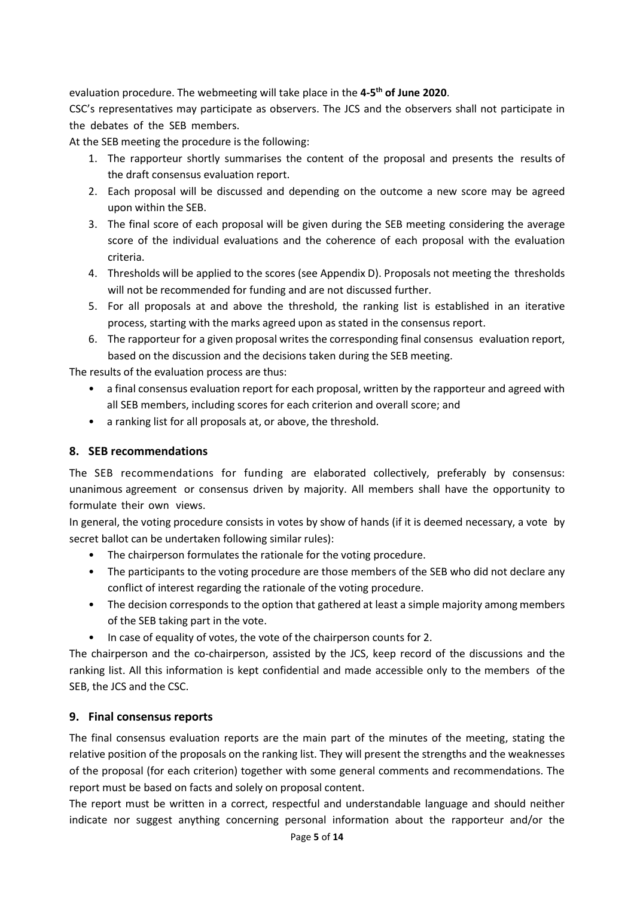evaluation procedure. The webmeeting will take place in the **4-5th of June 2020**.

CSC's representatives may participate as observers. The JCS and the observers shall not participate in the debates of the SEB members.

At the SEB meeting the procedure is the following:

1. The rapporteur shortly summarises the content of the proposal and presents the results of the draft consensus evaluation report.
2. Each proposal will be discussed and depending on the outcome a new score may be agreed upon within the SEB.
3. The final score of each proposal will be given during the SEB meeting considering the average score of the individual evaluations and the coherence of each proposal with the evaluation criteria.
4. Thresholds will be applied to the scores (see Appendix D). Proposals not meeting the thresholds will not be recommended for funding and are not discussed further.
5. For all proposals at and above the threshold, the ranking list is established in an iterative process, starting with the marks agreed upon as stated in the consensus report.
6. The rapporteur for a given proposal writes the corresponding final consensus evaluation report, based on the discussion and the decisions taken during the SEB meeting.

The results of the evaluation process are thus:

- a final consensus evaluation report for each proposal, written by the rapporteur and agreed with all SEB members, including scores for each criterion and overall score; and
- a ranking list for all proposals at, or above, the threshold.

## 8. SEB recommendations

The SEB recommendations for funding are elaborated collectively, preferably by consensus: unanimous agreement or consensus driven by majority. All members shall have the opportunity to formulate their own views.

In general, the voting procedure consists in votes by show of hands (if it is deemed necessary, a vote by secret ballot can be undertaken following similar rules):

- The chairperson formulates the rationale for the voting procedure.
- The participants to the voting procedure are those members of the SEB who did not declare any conflict of interest regarding the rationale of the voting procedure.
- The decision corresponds to the option that gathered at least a simple majority among members of the SEB taking part in the vote.
- In case of equality of votes, the vote of the chairperson counts for 2.

The chairperson and the co-chairperson, assisted by the JCS, keep record of the discussions and the ranking list. All this information is kept confidential and made accessible only to the members of the SEB, the JCS and the CSC.

## 9. Final consensus reports

The final consensus evaluation reports are the main part of the minutes of the meeting, stating the relative position of the proposals on the ranking list. They will present the strengths and the weaknesses of the proposal (for each criterion) together with some general comments and recommendations. The report must be based on facts and solely on proposal content.

The report must be written in a correct, respectful and understandable language and should neither indicate nor suggest anything concerning personal information about the rapporteur and/or the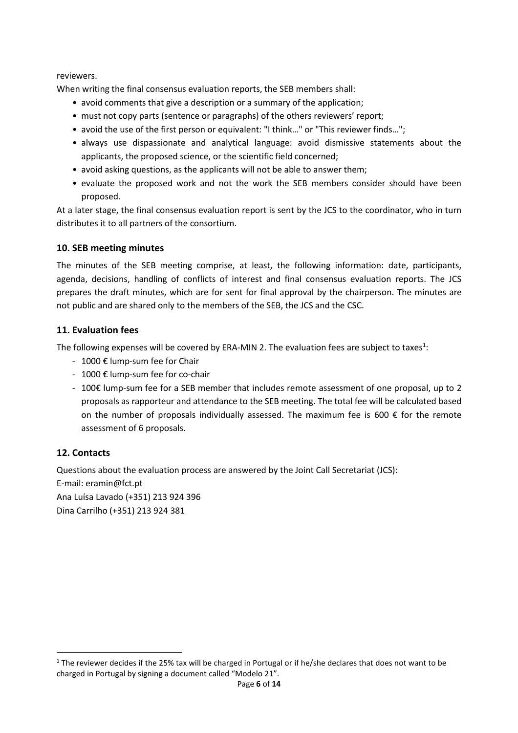reviewers.

When writing the final consensus evaluation reports, the SEB members shall:

- avoid comments that give a description or a summary of the application;
- must not copy parts (sentence or paragraphs) of the others reviewers' report;
- avoid the use of the first person or equivalent: "I think…" or "This reviewer finds…";
- always use dispassionate and analytical language: avoid dismissive statements about the applicants, the proposed science, or the scientific field concerned;
- avoid asking questions, as the applicants will not be able to answer them;
- evaluate the proposed work and not the work the SEB members consider should have been proposed.

At a later stage, the final consensus evaluation report is sent by the JCS to the coordinator, who in turn distributes it to all partners of the consortium.

## 10. SEB meeting minutes

The minutes of the SEB meeting comprise, at least, the following information: date, participants, agenda, decisions, handling of conflicts of interest and final consensus evaluation reports. The JCS prepares the draft minutes, which are for sent for final approval by the chairperson. The minutes are not public and are shared only to the members of the SEB, the JCS and the CSC.

## 11. Evaluation fees

The following expenses will be covered by ERA-MIN 2. The evaluation fees are subject to taxes[1]:

- 1000 € lump-sum fee for Chair
- 1000 € lump-sum fee for co-chair
- 100€ lump-sum fee for a SEB member that includes remote assessment of one proposal, up to 2 proposals as rapporteur and attendance to the SEB meeting. The total fee will be calculated based on the number of proposals individually assessed. The maximum fee is 600 € for the remote assessment of 6 proposals.

## 12. Contacts

Questions about the evaluation process are answered by the Joint Call Secretariat (JCS):
E-mail: eramin@fct.pt
Ana Luísa Lavado (+351) 213 924 396
Dina Carrilho (+351) 213 924 381

[1] The reviewer decides if the 25% tax will be charged in Portugal or if he/she declares that does not want to be charged in Portugal by signing a document called "Modelo 21".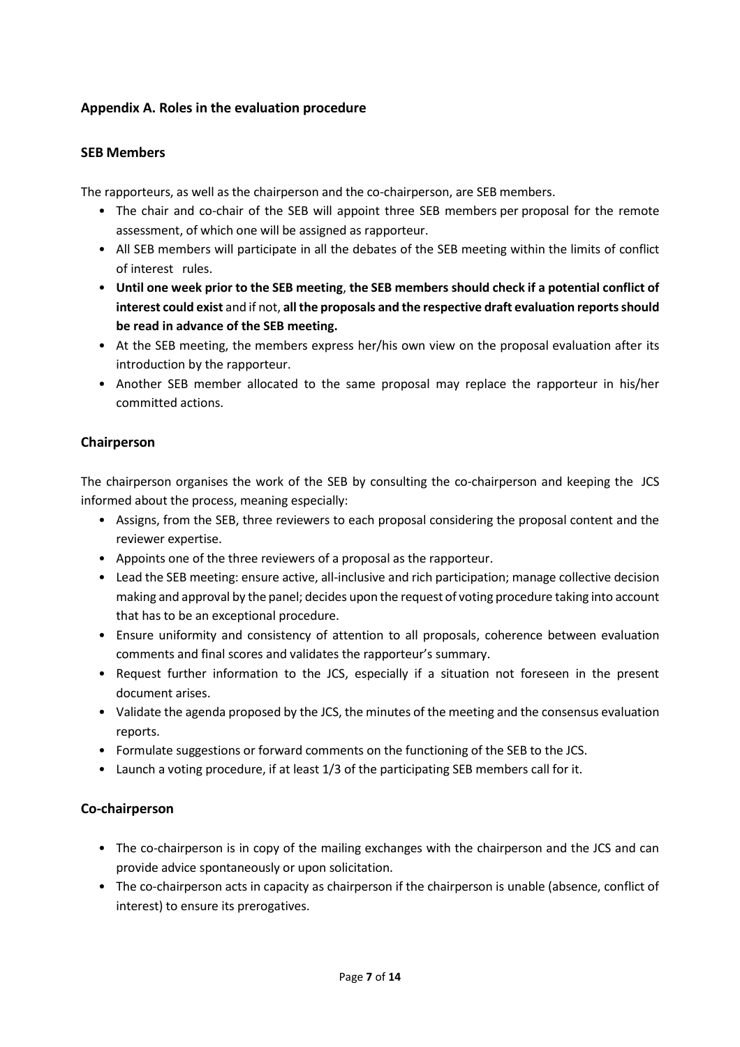## Appendix A. Roles in the evaluation procedure

### SEB Members

The rapporteurs, as well as the chairperson and the co-chairperson, are SEB members.

- The chair and co-chair of the SEB will appoint three SEB members per proposal for the remote assessment, of which one will be assigned as rapporteur.
- All SEB members will participate in all the debates of the SEB meeting within the limits of conflict of interest rules.
- **Until one week prior to the SEB meeting**, **the SEB members should check if a potential conflict of interest could exist** and if not, **all the proposals and the respective draft evaluation reports should be read in advance of the SEB meeting.**
- At the SEB meeting, the members express her/his own view on the proposal evaluation after its introduction by the rapporteur.
- Another SEB member allocated to the same proposal may replace the rapporteur in his/her committed actions.

### Chairperson

The chairperson organises the work of the SEB by consulting the co-chairperson and keeping the JCS informed about the process, meaning especially:

- Assigns, from the SEB, three reviewers to each proposal considering the proposal content and the reviewer expertise.
- Appoints one of the three reviewers of a proposal as the rapporteur.
- Lead the SEB meeting: ensure active, all-inclusive and rich participation; manage collective decision making and approval by the panel; decides upon the request of voting procedure taking into account that has to be an exceptional procedure.
- Ensure uniformity and consistency of attention to all proposals, coherence between evaluation comments and final scores and validates the rapporteur's summary.
- Request further information to the JCS, especially if a situation not foreseen in the present document arises.
- Validate the agenda proposed by the JCS, the minutes of the meeting and the consensus evaluation reports.
- Formulate suggestions or forward comments on the functioning of the SEB to the JCS.
- Launch a voting procedure, if at least 1/3 of the participating SEB members call for it.

### Co-chairperson

- The co-chairperson is in copy of the mailing exchanges with the chairperson and the JCS and can provide advice spontaneously or upon solicitation.
- The co-chairperson acts in capacity as chairperson if the chairperson is unable (absence, conflict of interest) to ensure its prerogatives.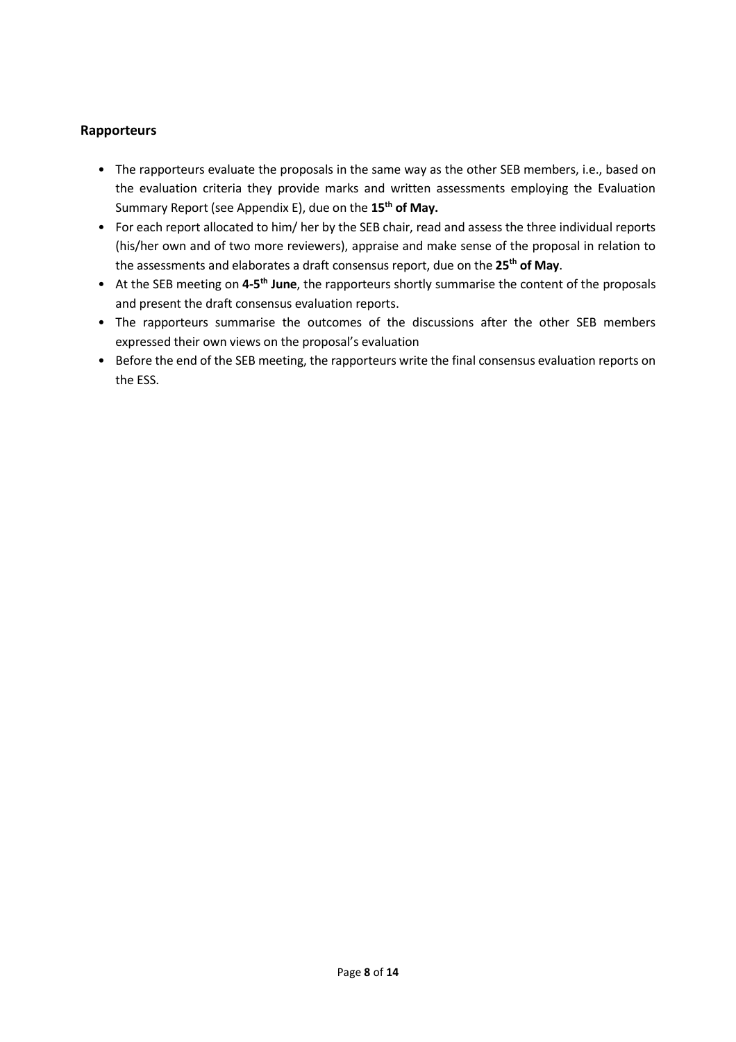### Rapporteurs

- The rapporteurs evaluate the proposals in the same way as the other SEB members, i.e., based on the evaluation criteria they provide marks and written assessments employing the Evaluation Summary Report (see Appendix E), due on the **15th of May.**
- For each report allocated to him/ her by the SEB chair, read and assess the three individual reports (his/her own and of two more reviewers), appraise and make sense of the proposal in relation to the assessments and elaborates a draft consensus report, due on the **25th of May**.
- At the SEB meeting on **4-5th June**, the rapporteurs shortly summarise the content of the proposals and present the draft consensus evaluation reports.
- The rapporteurs summarise the outcomes of the discussions after the other SEB members expressed their own views on the proposal's evaluation
- Before the end of the SEB meeting, the rapporteurs write the final consensus evaluation reports on the ESS.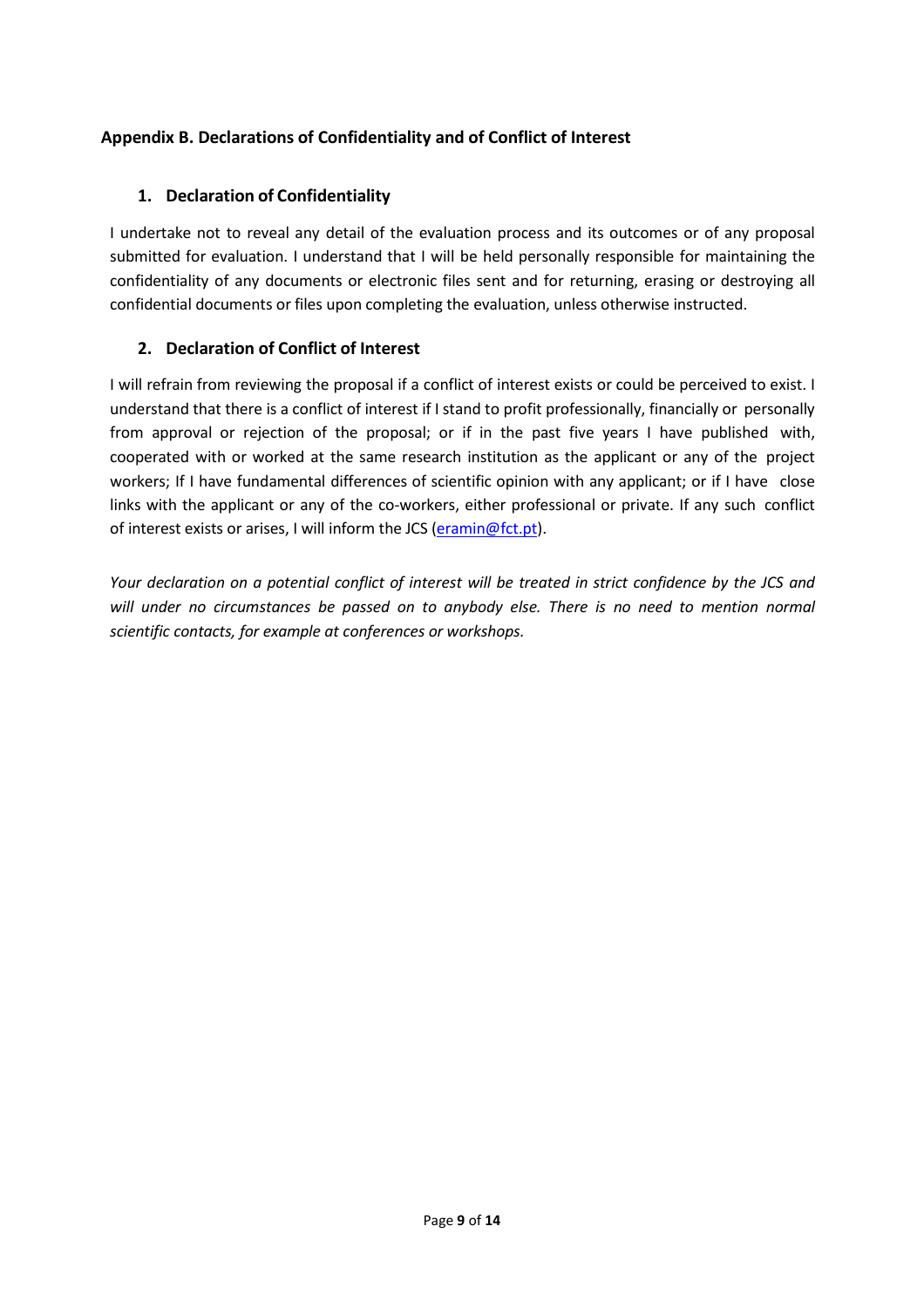## Appendix B. Declarations of Confidentiality and of Conflict of Interest

### 1. Declaration of Confidentiality

I undertake not to reveal any detail of the evaluation process and its outcomes or of any proposal submitted for evaluation. I understand that I will be held personally responsible for maintaining the confidentiality of any documents or electronic files sent and for returning, erasing or destroying all confidential documents or files upon completing the evaluation, unless otherwise instructed.

### 2. Declaration of Conflict of Interest

I will refrain from reviewing the proposal if a conflict of interest exists or could be perceived to exist. I understand that there is a conflict of interest if I stand to profit professionally, financially or personally from approval or rejection of the proposal; or if in the past five years I have published with, cooperated with or worked at the same research institution as the applicant or any of the project workers; If I have fundamental differences of scientific opinion with any applicant; or if I have close links with the applicant or any of the co-workers, either professional or private. If any such conflict of interest exists or arises, I will inform the JCS (eramin@fct.pt).

*Your declaration on a potential conflict of interest will be treated in strict confidence by the JCS and will under no circumstances be passed on to anybody else. There is no need to mention normal scientific contacts, for example at conferences or workshops.*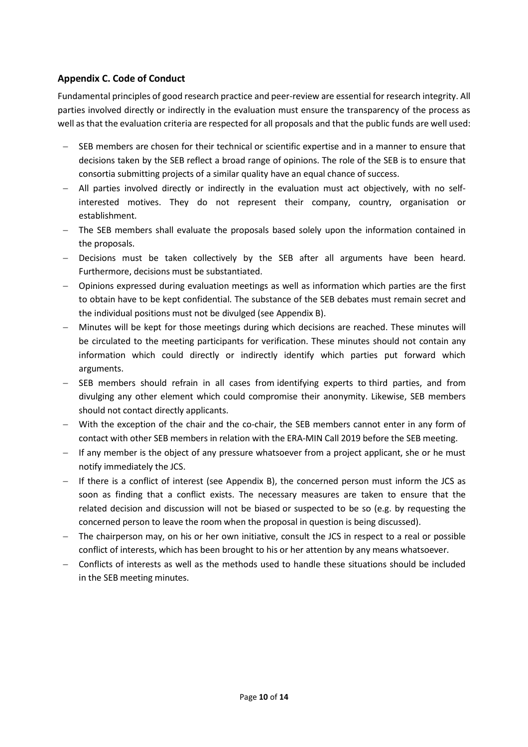## Appendix C. Code of Conduct

Fundamental principles of good research practice and peer-review are essential for research integrity. All parties involved directly or indirectly in the evaluation must ensure the transparency of the process as well as that the evaluation criteria are respected for all proposals and that the public funds are well used:

- SEB members are chosen for their technical or scientific expertise and in a manner to ensure that decisions taken by the SEB reflect a broad range of opinions. The role of the SEB is to ensure that consortia submitting projects of a similar quality have an equal chance of success.
- All parties involved directly or indirectly in the evaluation must act objectively, with no self-interested motives. They do not represent their company, country, organisation or establishment.
- The SEB members shall evaluate the proposals based solely upon the information contained in the proposals.
- Decisions must be taken collectively by the SEB after all arguments have been heard. Furthermore, decisions must be substantiated.
- Opinions expressed during evaluation meetings as well as information which parties are the first to obtain have to be kept confidential. The substance of the SEB debates must remain secret and the individual positions must not be divulged (see Appendix B).
- Minutes will be kept for those meetings during which decisions are reached. These minutes will be circulated to the meeting participants for verification. These minutes should not contain any information which could directly or indirectly identify which parties put forward which arguments.
- SEB members should refrain in all cases from identifying experts to third parties, and from divulging any other element which could compromise their anonymity. Likewise, SEB members should not contact directly applicants.
- With the exception of the chair and the co-chair, the SEB members cannot enter in any form of contact with other SEB members in relation with the ERA-MIN Call 2019 before the SEB meeting.
- If any member is the object of any pressure whatsoever from a project applicant, she or he must notify immediately the JCS.
- If there is a conflict of interest (see Appendix B), the concerned person must inform the JCS as soon as finding that a conflict exists. The necessary measures are taken to ensure that the related decision and discussion will not be biased or suspected to be so (e.g. by requesting the concerned person to leave the room when the proposal in question is being discussed).
- The chairperson may, on his or her own initiative, consult the JCS in respect to a real or possible conflict of interests, which has been brought to his or her attention by any means whatsoever.
- Conflicts of interests as well as the methods used to handle these situations should be included in the SEB meeting minutes.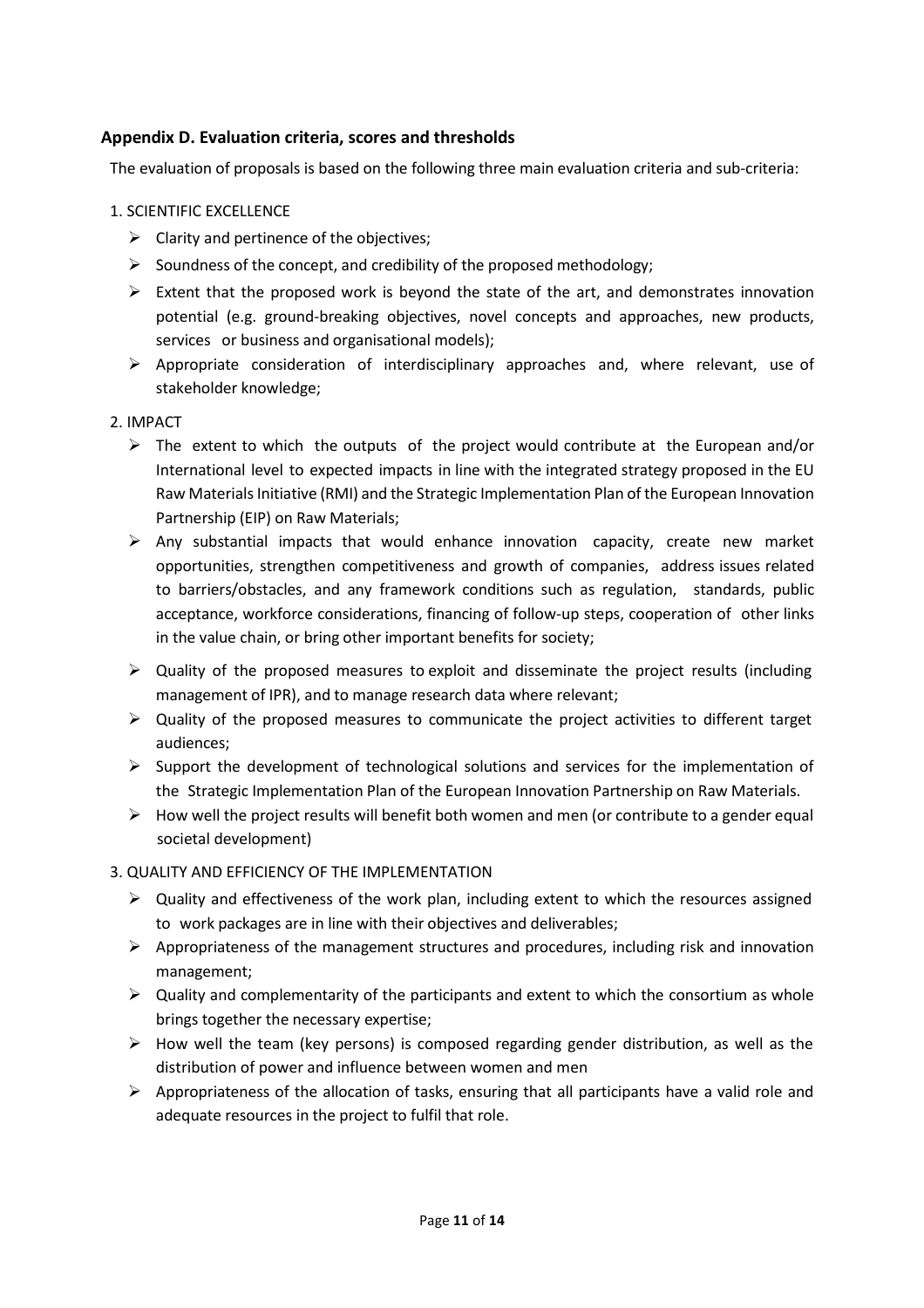## Appendix D. Evaluation criteria, scores and thresholds

The evaluation of proposals is based on the following three main evaluation criteria and sub-criteria:

1. SCIENTIFIC EXCELLENCE
   - Clarity and pertinence of the objectives;
   - Soundness of the concept, and credibility of the proposed methodology;
   - Extent that the proposed work is beyond the state of the art, and demonstrates innovation potential (e.g. ground-breaking objectives, novel concepts and approaches, new products, services or business and organisational models);
   - Appropriate consideration of interdisciplinary approaches and, where relevant, use of stakeholder knowledge;

2. IMPACT
   - The extent to which the outputs of the project would contribute at the European and/or International level to expected impacts in line with the integrated strategy proposed in the EU Raw Materials Initiative (RMI) and the Strategic Implementation Plan of the European Innovation Partnership (EIP) on Raw Materials;
   - Any substantial impacts that would enhance innovation capacity, create new market opportunities, strengthen competitiveness and growth of companies, address issues related to barriers/obstacles, and any framework conditions such as regulation, standards, public acceptance, workforce considerations, financing of follow-up steps, cooperation of other links in the value chain, or bring other important benefits for society;
   - Quality of the proposed measures to exploit and disseminate the project results (including management of IPR), and to manage research data where relevant;
   - Quality of the proposed measures to communicate the project activities to different target audiences;
   - Support the development of technological solutions and services for the implementation of the Strategic Implementation Plan of the European Innovation Partnership on Raw Materials.
   - How well the project results will benefit both women and men (or contribute to a gender equal societal development)

3. QUALITY AND EFFICIENCY OF THE IMPLEMENTATION
   - Quality and effectiveness of the work plan, including extent to which the resources assigned to work packages are in line with their objectives and deliverables;
   - Appropriateness of the management structures and procedures, including risk and innovation management;
   - Quality and complementarity of the participants and extent to which the consortium as whole brings together the necessary expertise;
   - How well the team (key persons) is composed regarding gender distribution, as well as the distribution of power and influence between women and men
   - Appropriateness of the allocation of tasks, ensuring that all participants have a valid role and adequate resources in the project to fulfil that role.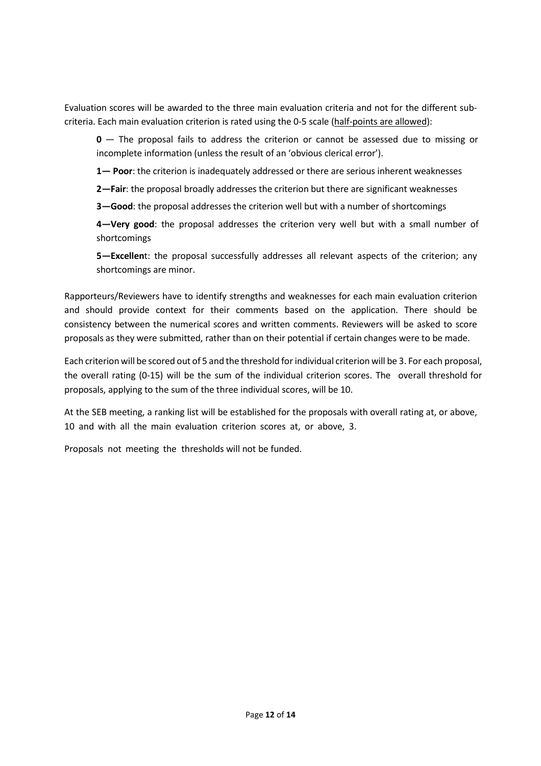Evaluation scores will be awarded to the three main evaluation criteria and not for the different sub-criteria. Each main evaluation criterion is rated using the 0-5 scale (half-points are allowed):

**0** — The proposal fails to address the criterion or cannot be assessed due to missing or incomplete information (unless the result of an 'obvious clerical error').

**1— Poor**: the criterion is inadequately addressed or there are serious inherent weaknesses

**2—Fair**: the proposal broadly addresses the criterion but there are significant weaknesses

**3—Good**: the proposal addresses the criterion well but with a number of shortcomings

**4—Very good**: the proposal addresses the criterion very well but with a small number of shortcomings

**5—Excellen**t: the proposal successfully addresses all relevant aspects of the criterion; any shortcomings are minor.

Rapporteurs/Reviewers have to identify strengths and weaknesses for each main evaluation criterion and should provide context for their comments based on the application. There should be consistency between the numerical scores and written comments. Reviewers will be asked to score proposals as they were submitted, rather than on their potential if certain changes were to be made.

Each criterion will be scored out of 5 and the threshold for individual criterion will be 3. For each proposal, the overall rating (0-15) will be the sum of the individual criterion scores. The overall threshold for proposals, applying to the sum of the three individual scores, will be 10.

At the SEB meeting, a ranking list will be established for the proposals with overall rating at, or above, 10 and with all the main evaluation criterion scores at, or above, 3.

Proposals not meeting the thresholds will not be funded.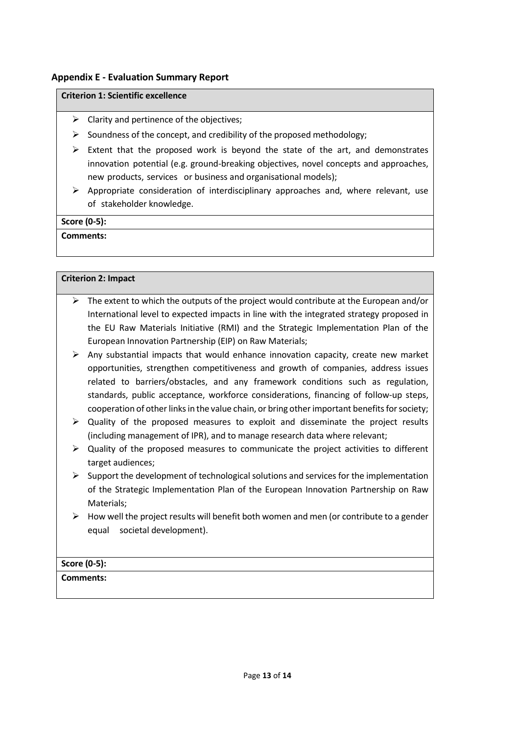## Appendix E - Evaluation Summary Report

**Criterion 1: Scientific excellence**

- Clarity and pertinence of the objectives;
- Soundness of the concept, and credibility of the proposed methodology;
- Extent that the proposed work is beyond the state of the art, and demonstrates innovation potential (e.g. ground-breaking objectives, novel concepts and approaches, new products, services or business and organisational models);
- Appropriate consideration of interdisciplinary approaches and, where relevant, use of stakeholder knowledge.

**Score (0-5):**

**Comments:**

**Criterion 2: Impact**

- The extent to which the outputs of the project would contribute at the European and/or International level to expected impacts in line with the integrated strategy proposed in the EU Raw Materials Initiative (RMI) and the Strategic Implementation Plan of the European Innovation Partnership (EIP) on Raw Materials;
- Any substantial impacts that would enhance innovation capacity, create new market opportunities, strengthen competitiveness and growth of companies, address issues related to barriers/obstacles, and any framework conditions such as regulation, standards, public acceptance, workforce considerations, financing of follow-up steps, cooperation of other links in the value chain, or bring other important benefits for society;
- Quality of the proposed measures to exploit and disseminate the project results (including management of IPR), and to manage research data where relevant;
- Quality of the proposed measures to communicate the project activities to different target audiences;
- Support the development of technological solutions and services for the implementation of the Strategic Implementation Plan of the European Innovation Partnership on Raw Materials;
- How well the project results will benefit both women and men (or contribute to a gender equal societal development).

**Score (0-5):**

**Comments:**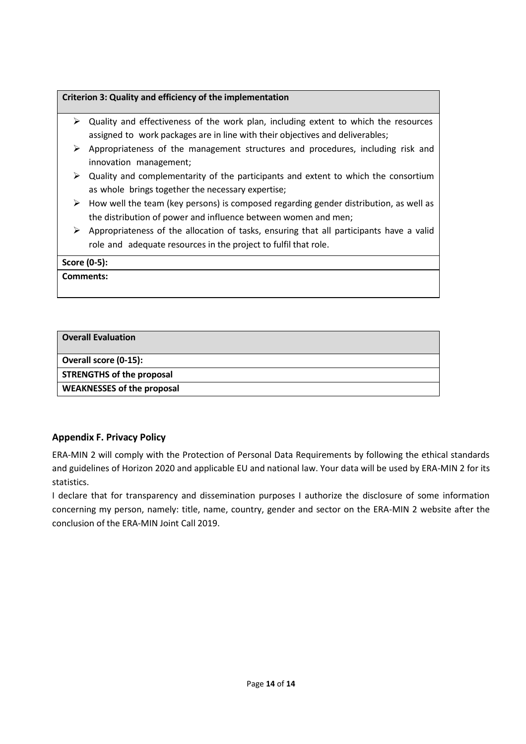| **Criterion 3: Quality and efficiency of the implementation** |
|---|
| ➢ Quality and effectiveness of the work plan, including extent to which the resources assigned to work packages are in line with their objectives and deliverables;<br>➢ Appropriateness of the management structures and procedures, including risk and innovation management;<br>➢ Quality and complementarity of the participants and extent to which the consortium as whole brings together the necessary expertise;<br>➢ How well the team (key persons) is composed regarding gender distribution, as well as the distribution of power and influence between women and men;<br>➢ Appropriateness of the allocation of tasks, ensuring that all participants have a valid role and adequate resources in the project to fulfil that role. |
| **Score (0-5):** |
| **Comments:** |

| **Overall Evaluation** |
|---|
| **Overall score (0-15):** |
| **STRENGTHS of the proposal** |
| **WEAKNESSES of the proposal** |

### Appendix F. Privacy Policy

ERA-MIN 2 will comply with the Protection of Personal Data Requirements by following the ethical standards and guidelines of Horizon 2020 and applicable EU and national law. Your data will be used by ERA-MIN 2 for its statistics.

I declare that for transparency and dissemination purposes I authorize the disclosure of some information concerning my person, namely: title, name, country, gender and sector on the ERA-MIN 2 website after the conclusion of the ERA-MIN Joint Call 2019.